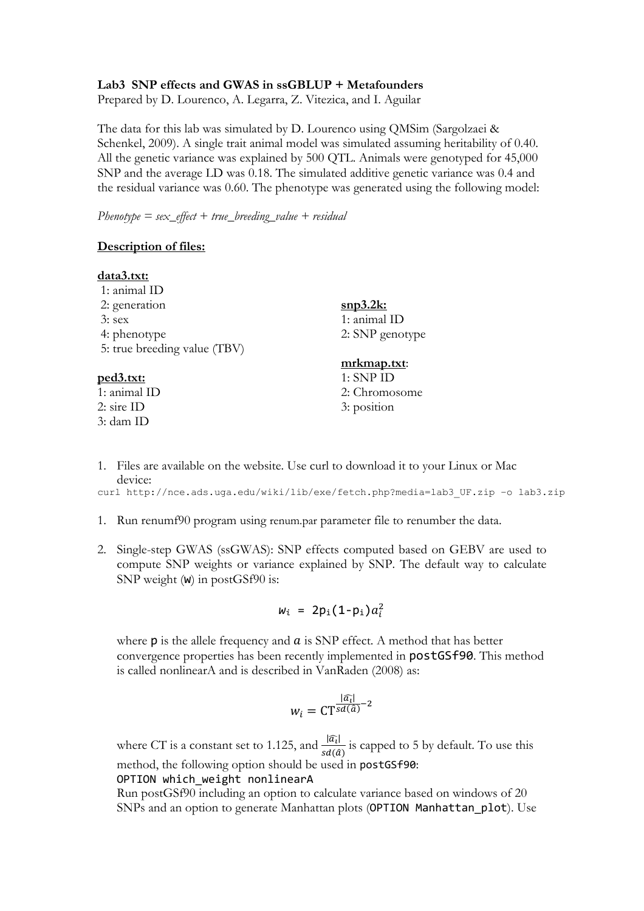**Lab3 SNP effects and GWAS in ssGBLUP + Metafounders**

Prepared by D. Lourenco, A. Legarra, Z. Vitezica, and I. Aguilar

The data for this lab was simulated by D. Lourenco using QMSim (Sargolzaei & Schenkel, 2009). A single trait animal model was simulated assuming heritability of 0.40. All the genetic variance was explained by 500 QTL. Animals were genotyped for 45,000 SNP and the average LD was 0.18. The simulated additive genetic variance was 0.4 and the residual variance was 0.60. The phenotype was generated using the following model:

*Phenotype = sex_effect + true_breeding_value + residual*

**Description of files:**

**data3.txt:**
1: animal ID
2: generation
3: sex
4: phenotype
5: true breeding value (TBV)

**ped3.txt:**
1: animal ID
2: sire ID
3: dam ID

**snp3.2k:**
1: animal ID
2: SNP genotype

**mrkmap.txt**:
1: SNP ID
2: Chromosome
3: position

1. Files are available on the website. Use curl to download it to your Linux or Mac device:

```
curl http://nce.ads.uga.edu/wiki/lib/exe/fetch.php?media=lab3_UF.zip -o lab3.zip
```

1. Run renumf90 program using renum.par parameter file to renumber the data.

2. Single-step GWAS (ssGWAS): SNP effects computed based on GEBV are used to compute SNP weights or variance explained by SNP. The default way to calculate SNP weight (`w`) in postGSf90 is:

$$w_i = 2p_i(1-p_i)a_i^2$$

where `p` is the allele frequency and $a$ is SNP effect. A method that has better convergence properties has been recently implemented in `postGSf90`. This method is called nonlinearA and is described in VanRaden (2008) as:

$$w_i = \text{CT}^{\frac{|\widehat{a_i}|}{sd(\hat{a})}-2}$$

where CT is a constant set to 1.125, and $\frac{|\widehat{a_i}|}{sd(\hat{a})}$ is capped to 5 by default. To use this method, the following option should be used in `postGSf90`:
`OPTION which_weight nonlinearA`
Run postGSf90 including an option to calculate variance based on windows of 20 SNPs and an option to generate Manhattan plots (`OPTION Manhattan_plot`). Use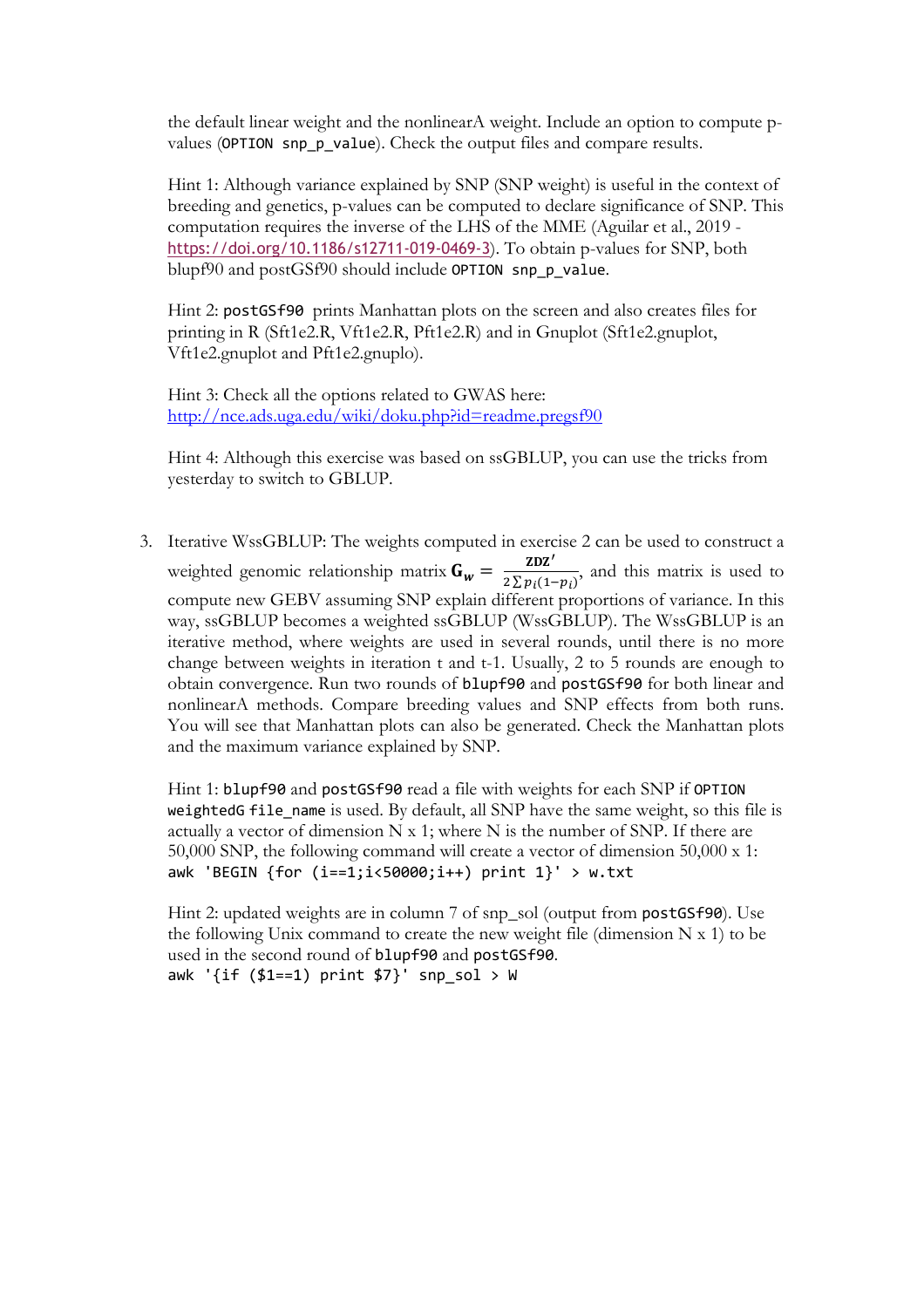the default linear weight and the nonlinearA weight. Include an option to compute p-values (`OPTION snp_p_value`). Check the output files and compare results.

Hint 1: Although variance explained by SNP (SNP weight) is useful in the context of breeding and genetics, p-values can be computed to declare significance of SNP. This computation requires the inverse of the LHS of the MME (Aguilar et al., 2019 - https://doi.org/10.1186/s12711-019-0469-3). To obtain p-values for SNP, both blupf90 and postGSf90 should include `OPTION snp_p_value`.

Hint 2: `postGSf90` prints Manhattan plots on the screen and also creates files for printing in R (Sft1e2.R, Vft1e2.R, Pft1e2.R) and in Gnuplot (Sft1e2.gnuplot, Vft1e2.gnuplot and Pft1e2.gnuplo).

Hint 3: Check all the options related to GWAS here: http://nce.ads.uga.edu/wiki/doku.php?id=readme.pregsf90

Hint 4: Although this exercise was based on ssGBLUP, you can use the tricks from yesterday to switch to GBLUP.

3. Iterative WssGBLUP: The weights computed in exercise 2 can be used to construct a weighted genomic relationship matrix $\mathbf{G}_w = \frac{\mathbf{ZDZ'}}{2\sum p_i(1-p_i)}$, and this matrix is used to compute new GEBV assuming SNP explain different proportions of variance. In this way, ssGBLUP becomes a weighted ssGBLUP (WssGBLUP). The WssGBLUP is an iterative method, where weights are used in several rounds, until there is no more change between weights in iteration t and t-1. Usually, 2 to 5 rounds are enough to obtain convergence. Run two rounds of `blupf90` and `postGSf90` for both linear and nonlinearA methods. Compare breeding values and SNP effects from both runs. You will see that Manhattan plots can also be generated. Check the Manhattan plots and the maximum variance explained by SNP.

   Hint 1: `blupf90` and `postGSf90` read a file with weights for each SNP if `OPTION weightedG file_name` is used. By default, all SNP have the same weight, so this file is actually a vector of dimension N x 1; where N is the number of SNP. If there are 50,000 SNP, the following command will create a vector of dimension 50,000 x 1:
   ```
   awk 'BEGIN {for (i=1;i<50000;i++) print 1}' > w.txt
   ```

   Hint 2: updated weights are in column 7 of snp_sol (output from `postGSf90`). Use the following Unix command to create the new weight file (dimension N x 1) to be used in the second round of `blupf90` and `postGSf90`.
   ```
   awk '{if ($1==1) print $7}' snp_sol > W
   ```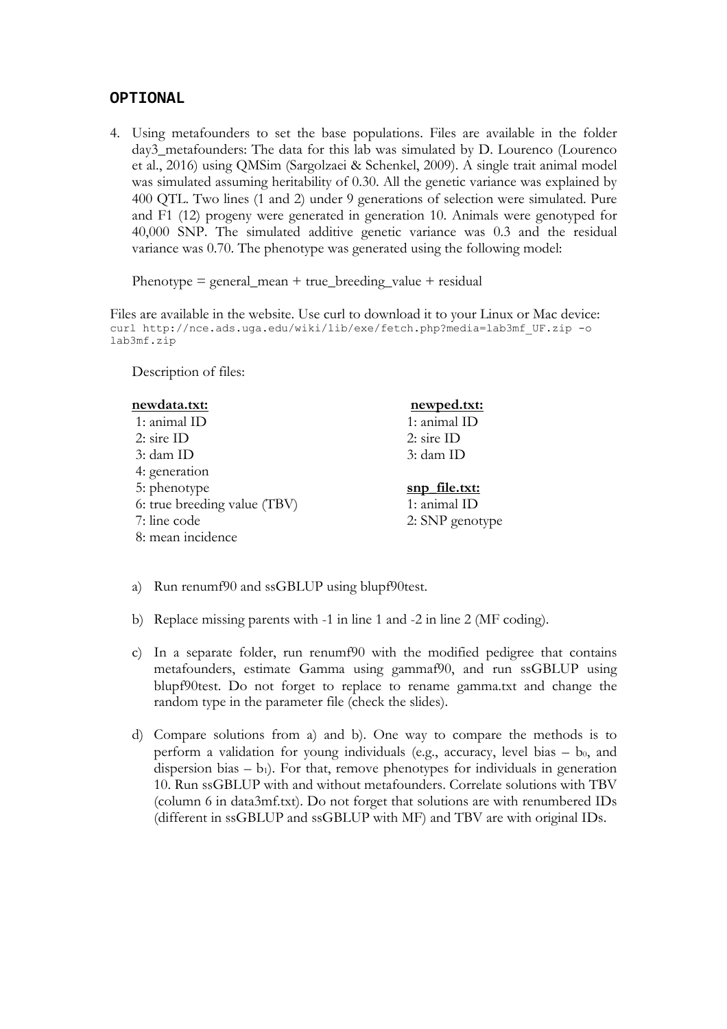## OPTIONAL

4. Using metafounders to set the base populations. Files are available in the folder day3_metafounders: The data for this lab was simulated by D. Lourenco (Lourenco et al., 2016) using QMSim (Sargolzaei & Schenkel, 2009). A single trait animal model was simulated assuming heritability of 0.30. All the genetic variance was explained by 400 QTL. Two lines (1 and 2) under 9 generations of selection were simulated. Pure and F1 (12) progeny were generated in generation 10. Animals were genotyped for 40,000 SNP. The simulated additive genetic variance was 0.3 and the residual variance was 0.70. The phenotype was generated using the following model:

   Phenotype = general_mean + true_breeding_value + residual

Files are available in the website. Use curl to download it to your Linux or Mac device:

```
curl http://nce.ads.uga.edu/wiki/lib/exe/fetch.php?media=lab3mf_UF.zip -o lab3mf.zip
```

Description of files:

**newdata.txt:**
1: animal ID
2: sire ID
3: dam ID
4: generation
5: phenotype
6: true breeding value (TBV)
7: line code
8: mean incidence

**newped.txt:**
1: animal ID
2: sire ID
3: dam ID

**snp_file.txt:**
1: animal ID
2: SNP genotype

a) Run renumf90 and ssGBLUP using blupf90test.

b) Replace missing parents with -1 in line 1 and -2 in line 2 (MF coding).

c) In a separate folder, run renumf90 with the modified pedigree that contains metafounders, estimate Gamma using gammaf90, and run ssGBLUP using blupf90test. Do not forget to replace to rename gamma.txt and change the random type in the parameter file (check the slides).

d) Compare solutions from a) and b). One way to compare the methods is to perform a validation for young individuals (e.g., accuracy, level bias – $b_0$, and dispersion bias – $b_1$). For that, remove phenotypes for individuals in generation 10. Run ssGBLUP with and without metafounders. Correlate solutions with TBV (column 6 in data3mf.txt). Do not forget that solutions are with renumbered IDs (different in ssGBLUP and ssGBLUP with MF) and TBV are with original IDs.